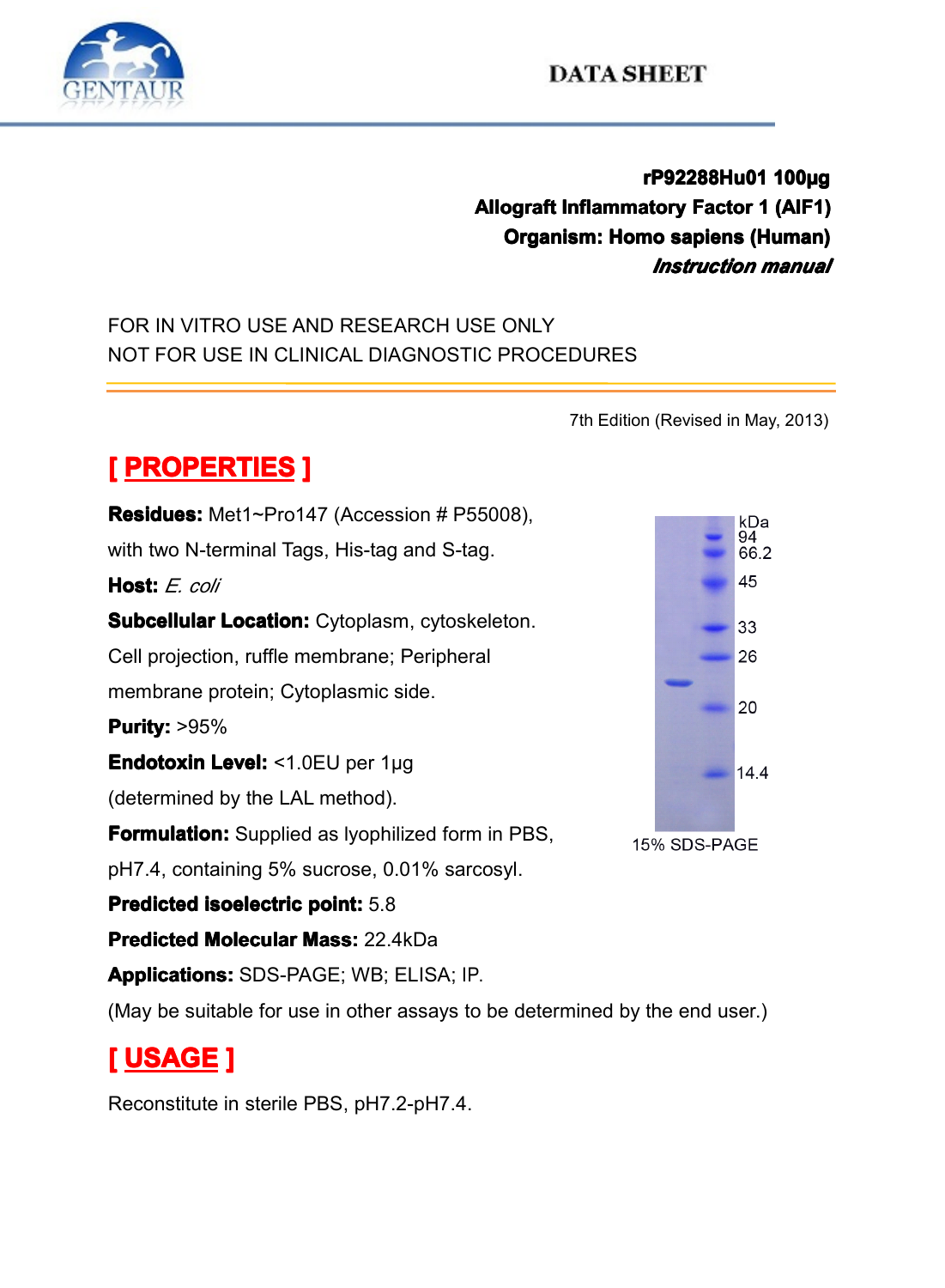DATA SHEET

**rP92288Hu01 100μg**
**Allograft Inflammatory Factor 1 (AIF1)**
**Organism: Homo sapiens (Human)**
***Instruction manual***

FOR IN VITRO USE AND RESEARCH USE ONLY
NOT FOR USE IN CLINICAL DIAGNOSTIC PROCEDURES

7th Edition (Revised in May, 2013)

## [ PROPERTIES ]

**Residues:** Met1~Pro147 (Accession # P55008), with two N-terminal Tags, His-tag and S-tag.

**Host:** *E. coli*

**Subcellular Location:** Cytoplasm, cytoskeleton. Cell projection, ruffle membrane; Peripheral membrane protein; Cytoplasmic side.

**Purity:** >95%

**Endotoxin Level:** <1.0EU per 1μg (determined by the LAL method).

**Formulation:** Supplied as lyophilized form in PBS, pH7.4, containing 5% sucrose, 0.01% sarcosyl.

**Predicted isoelectric point:** 5.8

**Predicted Molecular Mass:** 22.4kDa

**Applications:** SDS-PAGE; WB; ELISA; IP.

(May be suitable for use in other assays to be determined by the end user.)

kDa 94 66.2 45 33 26 20 14.4

15% SDS-PAGE

## [ USAGE ]

Reconstitute in sterile PBS, pH7.2-pH7.4.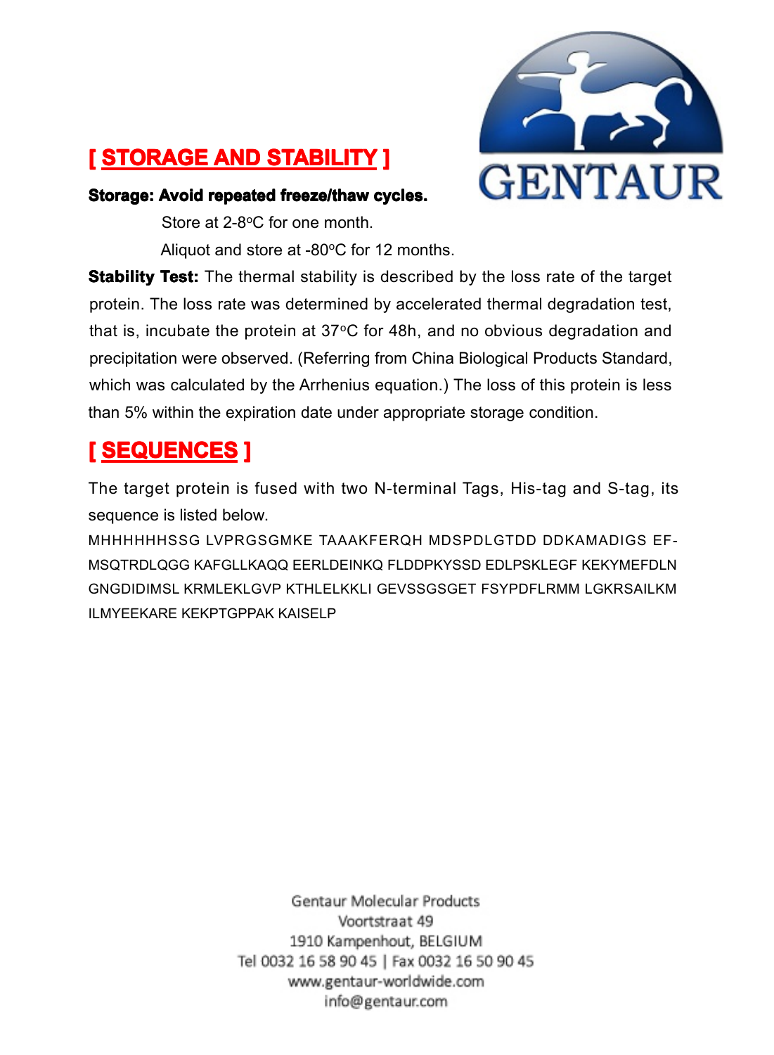## [ STORAGE AND STABILITY ]

**Storage: Avoid repeated freeze/thaw cycles.**

Store at 2-8°C for one month.

Aliquot and store at -80°C for 12 months.

**Stability Test:** The thermal stability is described by the loss rate of the target protein. The loss rate was determined by accelerated thermal degradation test, that is, incubate the protein at 37°C for 48h, and no obvious degradation and precipitation were observed. (Referring from China Biological Products Standard, which was calculated by the Arrhenius equation.) The loss of this protein is less than 5% within the expiration date under appropriate storage condition.

## [ SEQUENCES ]

The target protein is fused with two N-terminal Tags, His-tag and S-tag, its sequence is listed below.

MHHHHHHSSG LVPRGSGMKE TAAAKFERQH MDSPDLGTDD DDKAMADIGS EF-MSQTRDLQGG KAFGLLKAQQ EERLDEINKQ FLDDPKYSSD EDLPSKLEGF KEKYMEFDLN GNGDIDIMSL KRMLEKLGVP KTHLELKKLI GEVSSGSGET FSYPDFLRMM LGKRSAILKM ILMYEEKARE KEKPTGPPAK KAISELP

Gentaur Molecular Products
Voortstraat 49
1910 Kampenhout, BELGIUM
Tel 0032 16 58 90 45 | Fax 0032 16 50 90 45
www.gentaur-worldwide.com
info@gentaur.com